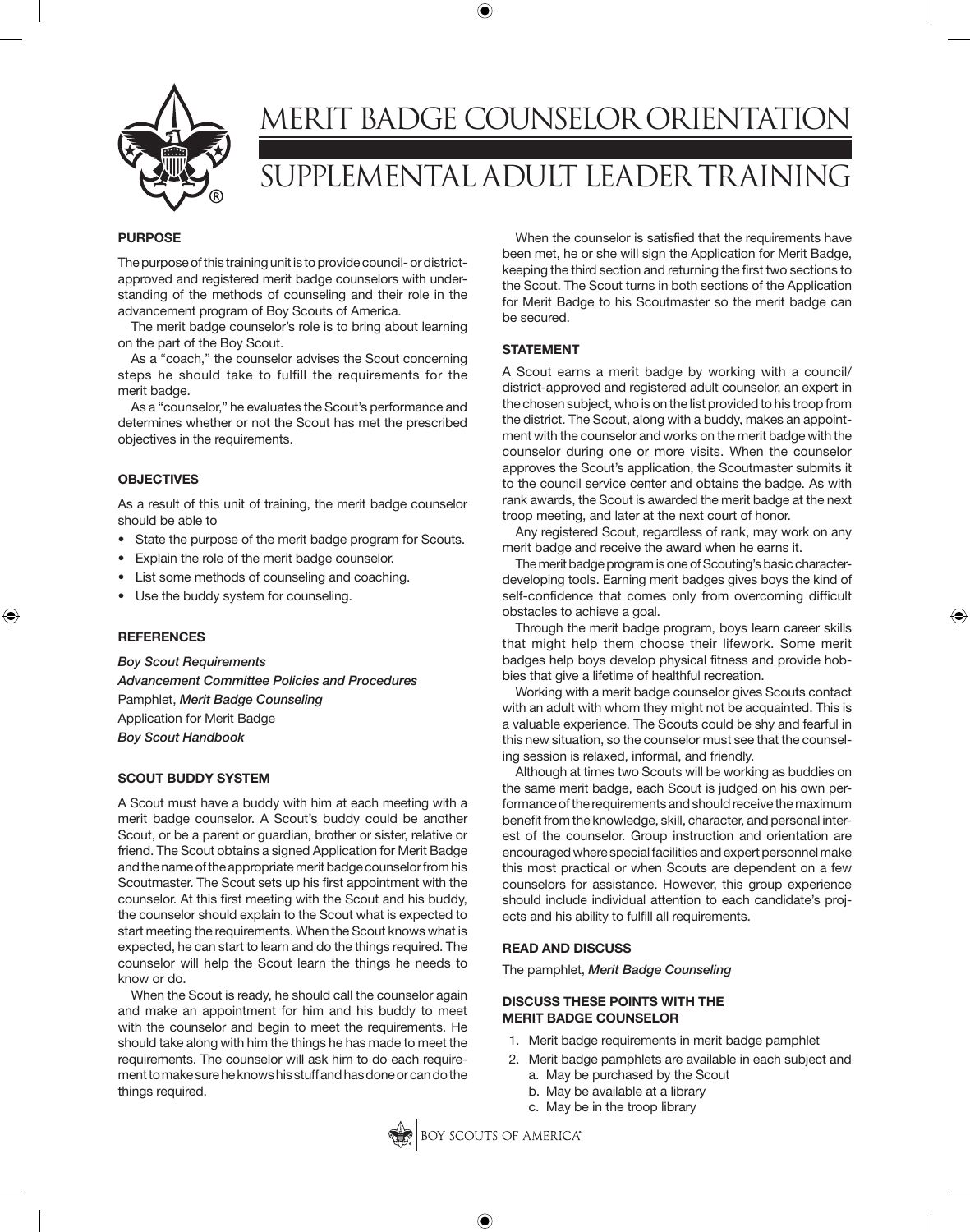# MERIT BADGE COUNSELOR ORIENTATION

## SUPPLEMENTAL ADULT LEADER TRAINING

### PURPOSE

The purpose of this training unit is to provide council- or district-approved and registered merit badge counselors with understanding of the methods of counseling and their role in the advancement program of Boy Scouts of America.

The merit badge counselor's role is to bring about learning on the part of the Boy Scout.

As a "coach," the counselor advises the Scout concerning steps he should take to fulfill the requirements for the merit badge.

As a "counselor," he evaluates the Scout's performance and determines whether or not the Scout has met the prescribed objectives in the requirements.

### OBJECTIVES

As a result of this unit of training, the merit badge counselor should be able to

- State the purpose of the merit badge program for Scouts.
- Explain the role of the merit badge counselor.
- List some methods of counseling and coaching.
- Use the buddy system for counseling.

### REFERENCES

***Boy Scout Requirements***

***Advancement Committee Policies and Procedures***

Pamphlet, ***Merit Badge Counseling***

Application for Merit Badge

***Boy Scout Handbook***

### SCOUT BUDDY SYSTEM

A Scout must have a buddy with him at each meeting with a merit badge counselor. A Scout's buddy could be another Scout, or be a parent or guardian, brother or sister, relative or friend. The Scout obtains a signed Application for Merit Badge and the name of the appropriate merit badge counselor from his Scoutmaster. The Scout sets up his first appointment with the counselor. At this first meeting with the Scout and his buddy, the counselor should explain to the Scout what is expected to start meeting the requirements. When the Scout knows what is expected, he can start to learn and do the things required. The counselor will help the Scout learn the things he needs to know or do.

When the Scout is ready, he should call the counselor again and make an appointment for him and his buddy to meet with the counselor and begin to meet the requirements. He should take along with him the things he has made to meet the requirements. The counselor will ask him to do each requirement to make sure he knows his stuff and has done or can do the things required.

When the counselor is satisfied that the requirements have been met, he or she will sign the Application for Merit Badge, keeping the third section and returning the first two sections to the Scout. The Scout turns in both sections of the Application for Merit Badge to his Scoutmaster so the merit badge can be secured.

### STATEMENT

A Scout earns a merit badge by working with a council/district-approved and registered adult counselor, an expert in the chosen subject, who is on the list provided to his troop from the district. The Scout, along with a buddy, makes an appointment with the counselor and works on the merit badge with the counselor during one or more visits. When the counselor approves the Scout's application, the Scoutmaster submits it to the council service center and obtains the badge. As with rank awards, the Scout is awarded the merit badge at the next troop meeting, and later at the next court of honor.

Any registered Scout, regardless of rank, may work on any merit badge and receive the award when he earns it.

The merit badge program is one of Scouting's basic character-developing tools. Earning merit badges gives boys the kind of self-confidence that comes only from overcoming difficult obstacles to achieve a goal.

Through the merit badge program, boys learn career skills that might help them choose their lifework. Some merit badges help boys develop physical fitness and provide hobbies that give a lifetime of healthful recreation.

Working with a merit badge counselor gives Scouts contact with an adult with whom they might not be acquainted. This is a valuable experience. The Scouts could be shy and fearful in this new situation, so the counselor must see that the counseling session is relaxed, informal, and friendly.

Although at times two Scouts will be working as buddies on the same merit badge, each Scout is judged on his own performance of the requirements and should receive the maximum benefit from the knowledge, skill, character, and personal interest of the counselor. Group instruction and orientation are encouraged where special facilities and expert personnel make this most practical or when Scouts are dependent on a few counselors for assistance. However, this group experience should include individual attention to each candidate's projects and his ability to fulfill all requirements.

### READ AND DISCUSS

The pamphlet, ***Merit Badge Counseling***

### DISCUSS THESE POINTS WITH THE MERIT BADGE COUNSELOR

1. Merit badge requirements in merit badge pamphlet
2. Merit badge pamphlets are available in each subject and
   a. May be purchased by the Scout
   b. May be available at a library
   c. May be in the troop library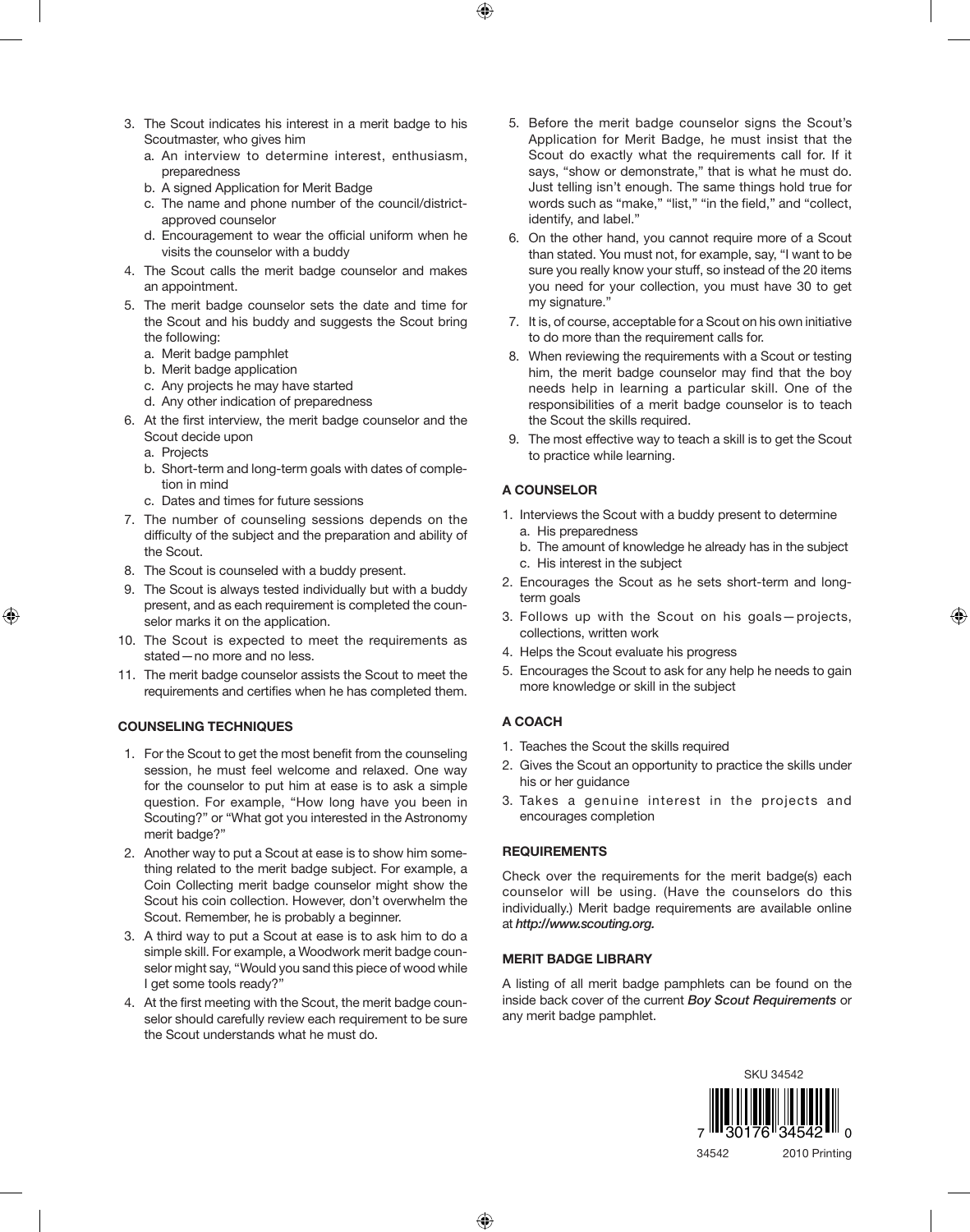3. The Scout indicates his interest in a merit badge to his Scoutmaster, who gives him
   a. An interview to determine interest, enthusiasm, preparedness
   b. A signed Application for Merit Badge
   c. The name and phone number of the council/district-approved counselor
   d. Encouragement to wear the official uniform when he visits the counselor with a buddy
4. The Scout calls the merit badge counselor and makes an appointment.
5. The merit badge counselor sets the date and time for the Scout and his buddy and suggests the Scout bring the following:
   a. Merit badge pamphlet
   b. Merit badge application
   c. Any projects he may have started
   d. Any other indication of preparedness
6. At the first interview, the merit badge counselor and the Scout decide upon
   a. Projects
   b. Short-term and long-term goals with dates of completion in mind
   c. Dates and times for future sessions
7. The number of counseling sessions depends on the difficulty of the subject and the preparation and ability of the Scout.
8. The Scout is counseled with a buddy present.
9. The Scout is always tested individually but with a buddy present, and as each requirement is completed the counselor marks it on the application.
10. The Scout is expected to meet the requirements as stated—no more and no less.
11. The merit badge counselor assists the Scout to meet the requirements and certifies when he has completed them.

**COUNSELING TECHNIQUES**

1. For the Scout to get the most benefit from the counseling session, he must feel welcome and relaxed. One way for the counselor to put him at ease is to ask a simple question. For example, "How long have you been in Scouting?" or "What got you interested in the Astronomy merit badge?"
2. Another way to put a Scout at ease is to show him something related to the merit badge subject. For example, a Coin Collecting merit badge counselor might show the Scout his coin collection. However, don't overwhelm the Scout. Remember, he is probably a beginner.
3. A third way to put a Scout at ease is to ask him to do a simple skill. For example, a Woodwork merit badge counselor might say, "Would you sand this piece of wood while I get some tools ready?"
4. At the first meeting with the Scout, the merit badge counselor should carefully review each requirement to be sure the Scout understands what he must do.
5. Before the merit badge counselor signs the Scout's Application for Merit Badge, he must insist that the Scout do exactly what the requirements call for. If it says, "show or demonstrate," that is what he must do. Just telling isn't enough. The same things hold true for words such as "make," "list," "in the field," and "collect, identify, and label."
6. On the other hand, you cannot require more of a Scout than stated. You must not, for example, say, "I want to be sure you really know your stuff, so instead of the 20 items you need for your collection, you must have 30 to get my signature."
7. It is, of course, acceptable for a Scout on his own initiative to do more than the requirement calls for.
8. When reviewing the requirements with a Scout or testing him, the merit badge counselor may find that the boy needs help in learning a particular skill. One of the responsibilities of a merit badge counselor is to teach the Scout the skills required.
9. The most effective way to teach a skill is to get the Scout to practice while learning.

**A COUNSELOR**

1. Interviews the Scout with a buddy present to determine
   a. His preparedness
   b. The amount of knowledge he already has in the subject
   c. His interest in the subject
2. Encourages the Scout as he sets short-term and long-term goals
3. Follows up with the Scout on his goals—projects, collections, written work
4. Helps the Scout evaluate his progress
5. Encourages the Scout to ask for any help he needs to gain more knowledge or skill in the subject

**A COACH**

1. Teaches the Scout the skills required
2. Gives the Scout an opportunity to practice the skills under his or her guidance
3. Takes a genuine interest in the projects and encourages completion

**REQUIREMENTS**

Check over the requirements for the merit badge(s) each counselor will be using. (Have the counselors do this individually.) Merit badge requirements are available online at ***http://www.scouting.org.***

**MERIT BADGE LIBRARY**

A listing of all merit badge pamphlets can be found on the inside back cover of the current ***Boy Scout Requirements*** or any merit badge pamphlet.

SKU 34542

7 30176 34542 0

34542 2010 Printing